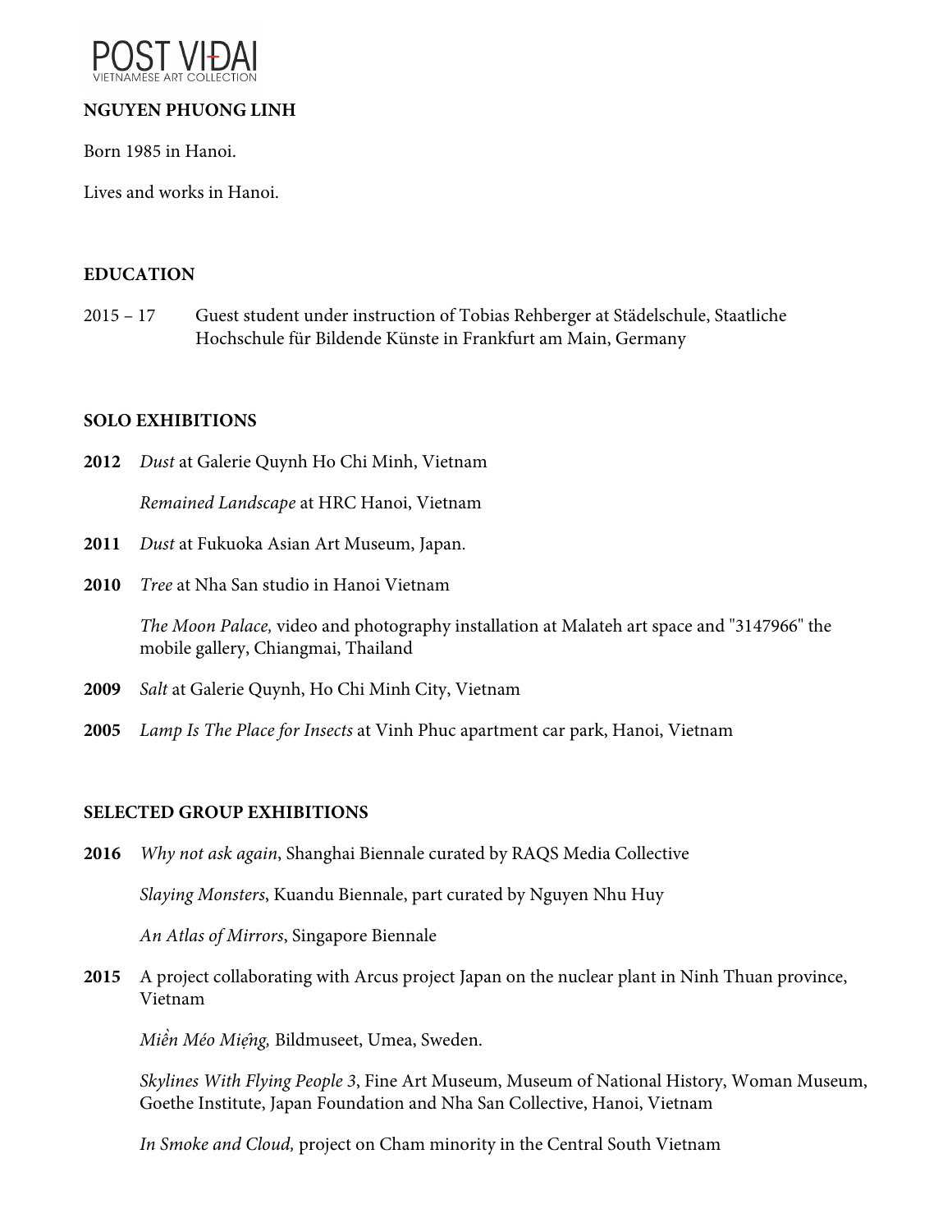POST VI-ĐAI
VIETNAMESE ART COLLECTION

**NGUYEN PHUONG LINH**

Born 1985 in Hanoi.

Lives and works in Hanoi.

## EDUCATION

2015 – 17 Guest student under instruction of Tobias Rehberger at Städelschule, Staatliche Hochschule für Bildende Künste in Frankfurt am Main, Germany

## SOLO EXHIBITIONS

**2012** *Dust* at Galerie Quynh Ho Chi Minh, Vietnam

*Remained Landscape* at HRC Hanoi, Vietnam

**2011** *Dust* at Fukuoka Asian Art Museum, Japan.

**2010** *Tree* at Nha San studio in Hanoi Vietnam

*The Moon Palace,* video and photography installation at Malateh art space and "3147966" the mobile gallery, Chiangmai, Thailand

**2009** *Salt* at Galerie Quynh, Ho Chi Minh City, Vietnam

**2005** *Lamp Is The Place for Insects* at Vinh Phuc apartment car park, Hanoi, Vietnam

## SELECTED GROUP EXHIBITIONS

**2016** *Why not ask again*, Shanghai Biennale curated by RAQS Media Collective

*Slaying Monsters*, Kuandu Biennale, part curated by Nguyen Nhu Huy

*An Atlas of Mirrors*, Singapore Biennale

**2015** A project collaborating with Arcus project Japan on the nuclear plant in Ninh Thuan province, Vietnam

*Miền Méo Miệng,* Bildmuseet, Umea, Sweden.

*Skylines With Flying People 3*, Fine Art Museum, Museum of National History, Woman Museum, Goethe Institute, Japan Foundation and Nha San Collective, Hanoi, Vietnam

*In Smoke and Cloud,* project on Cham minority in the Central South Vietnam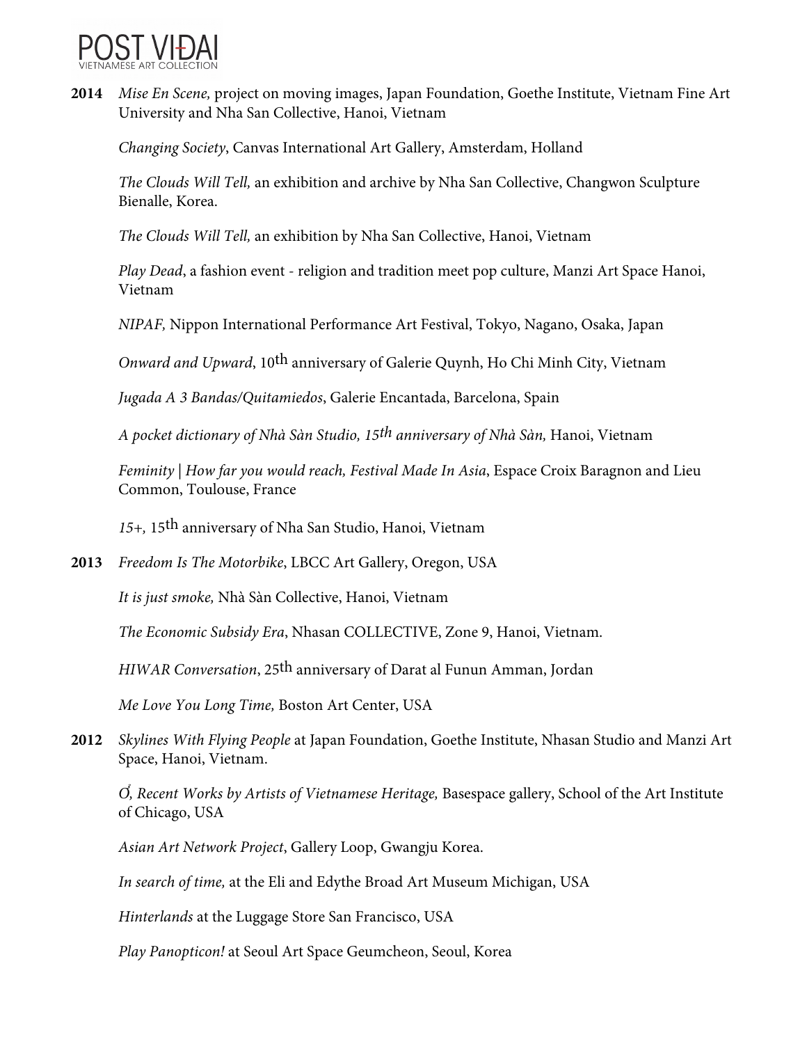**2014** *Mise En Scene,* project on moving images, Japan Foundation, Goethe Institute, Vietnam Fine Art University and Nha San Collective, Hanoi, Vietnam

*Changing Society*, Canvas International Art Gallery, Amsterdam, Holland

*The Clouds Will Tell,* an exhibition and archive by Nha San Collective, Changwon Sculpture Bienalle, Korea.

*The Clouds Will Tell,* an exhibition by Nha San Collective, Hanoi, Vietnam

*Play Dead*, a fashion event - religion and tradition meet pop culture, Manzi Art Space Hanoi, Vietnam

*NIPAF,* Nippon International Performance Art Festival, Tokyo, Nagano, Osaka, Japan

*Onward and Upward*, 10th anniversary of Galerie Quynh, Ho Chi Minh City, Vietnam

*Jugada A 3 Bandas/Quitamiedos*, Galerie Encantada, Barcelona, Spain

*A pocket dictionary of Nhà Sàn Studio, 15th anniversary of Nhà Sàn,* Hanoi, Vietnam

*Feminity | How far you would reach, Festival Made In Asia*, Espace Croix Baragnon and Lieu Common, Toulouse, France

*15+,* 15th anniversary of Nha San Studio, Hanoi, Vietnam

**2013** *Freedom Is The Motorbike*, LBCC Art Gallery, Oregon, USA

*It is just smoke,* Nhà Sàn Collective, Hanoi, Vietnam

*The Economic Subsidy Era*, Nhasan COLLECTIVE, Zone 9, Hanoi, Vietnam.

*HIWAR Conversation*, 25th anniversary of Darat al Funun Amman, Jordan

*Me Love You Long Time,* Boston Art Center, USA

**2012** *Skylines With Flying People* at Japan Foundation, Goethe Institute, Nhasan Studio and Manzi Art Space, Hanoi, Vietnam.

*Ở, Recent Works by Artists of Vietnamese Heritage,* Basespace gallery, School of the Art Institute of Chicago, USA

*Asian Art Network Project*, Gallery Loop, Gwangju Korea.

*In search of time,* at the Eli and Edythe Broad Art Museum Michigan, USA

*Hinterlands* at the Luggage Store San Francisco, USA

*Play Panopticon!* at Seoul Art Space Geumcheon, Seoul, Korea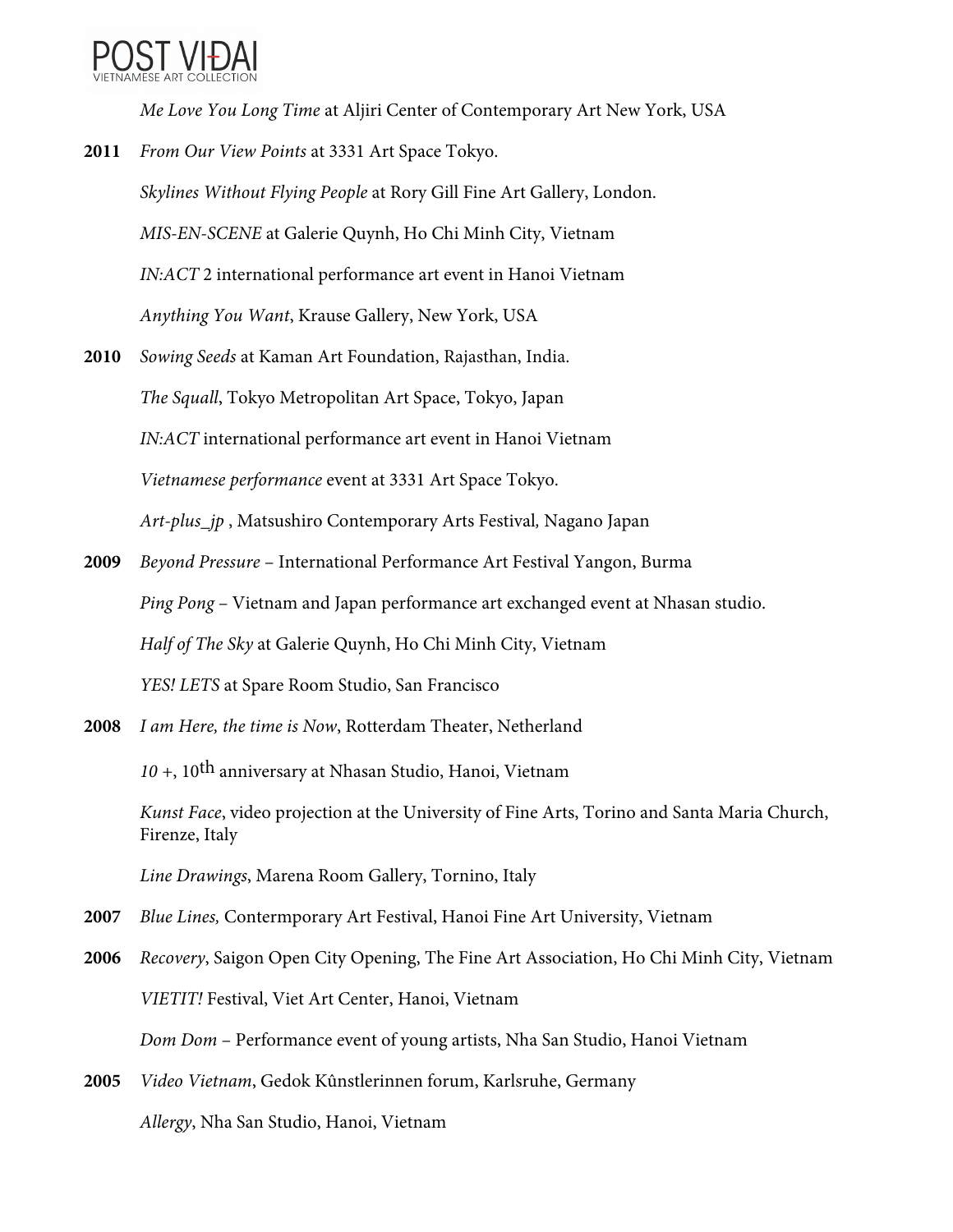*Me Love You Long Time* at Aljiri Center of Contemporary Art New York, USA

**2011** *From Our View Points* at 3331 Art Space Tokyo.

*Skylines Without Flying People* at Rory Gill Fine Art Gallery, London.

*MIS-EN-SCENE* at Galerie Quynh, Ho Chi Minh City, Vietnam

*IN:ACT* 2 international performance art event in Hanoi Vietnam

*Anything You Want*, Krause Gallery, New York, USA

**2010** *Sowing Seeds* at Kaman Art Foundation, Rajasthan, India.

*The Squall*, Tokyo Metropolitan Art Space, Tokyo, Japan

*IN:ACT* international performance art event in Hanoi Vietnam

*Vietnamese performance* event at 3331 Art Space Tokyo.

*Art-plus_jp* , Matsushiro Contemporary Arts Festival*,* Nagano Japan

**2009** *Beyond Pressure* – International Performance Art Festival Yangon, Burma

*Ping Pong* – Vietnam and Japan performance art exchanged event at Nhasan studio.

*Half of The Sky* at Galerie Quynh, Ho Chi Minh City, Vietnam

*YES! LETS* at Spare Room Studio, San Francisco

**2008** *I am Here, the time is Now*, Rotterdam Theater, Netherland

*10 +*, 10th anniversary at Nhasan Studio, Hanoi, Vietnam

*Kunst Face*, video projection at the University of Fine Arts, Torino and Santa Maria Church, Firenze, Italy

*Line Drawings*, Marena Room Gallery, Tornino, Italy

**2007** *Blue Lines,* Contermporary Art Festival, Hanoi Fine Art University, Vietnam

**2006** *Recovery*, Saigon Open City Opening, The Fine Art Association, Ho Chi Minh City, Vietnam

*VIETIT!* Festival, Viet Art Center, Hanoi, Vietnam

*Dom Dom* – Performance event of young artists, Nha San Studio, Hanoi Vietnam

**2005** *Video Vietnam*, Gedok Kûnstlerinnen forum, Karlsruhe, Germany

*Allergy*, Nha San Studio, Hanoi, Vietnam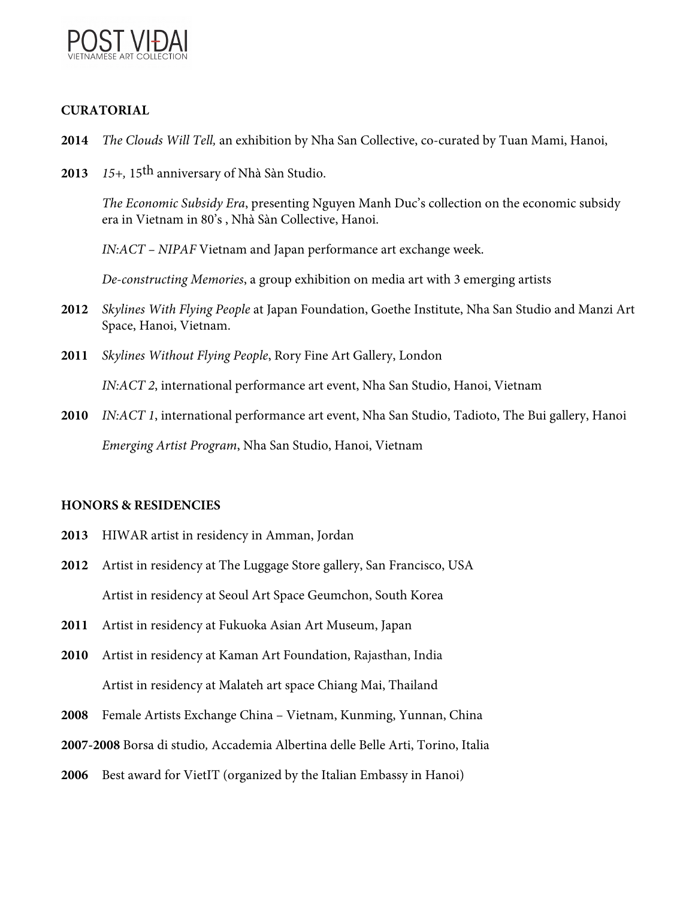## CURATORIAL

**2014** *The Clouds Will Tell,* an exhibition by Nha San Collective, co-curated by Tuan Mami, Hanoi,

**2013** *15+,* 15th anniversary of Nhà Sàn Studio.

*The Economic Subsidy Era*, presenting Nguyen Manh Duc's collection on the economic subsidy era in Vietnam in 80's , Nhà Sàn Collective, Hanoi.

*IN:ACT – NIPAF* Vietnam and Japan performance art exchange week.

*De-constructing Memories*, a group exhibition on media art with 3 emerging artists

**2012** *Skylines With Flying People* at Japan Foundation, Goethe Institute, Nha San Studio and Manzi Art Space, Hanoi, Vietnam.

**2011** *Skylines Without Flying People*, Rory Fine Art Gallery, London

*IN:ACT 2*, international performance art event, Nha San Studio, Hanoi, Vietnam

**2010** *IN:ACT 1*, international performance art event, Nha San Studio, Tadioto, The Bui gallery, Hanoi

*Emerging Artist Program*, Nha San Studio, Hanoi, Vietnam

## HONORS & RESIDENCIES

**2013** HIWAR artist in residency in Amman, Jordan

**2012** Artist in residency at The Luggage Store gallery, San Francisco, USA

Artist in residency at Seoul Art Space Geumchon, South Korea

**2011** Artist in residency at Fukuoka Asian Art Museum, Japan

**2010** Artist in residency at Kaman Art Foundation, Rajasthan, India

Artist in residency at Malateh art space Chiang Mai, Thailand

**2008** Female Artists Exchange China – Vietnam, Kunming, Yunnan, China

**2007-2008** Borsa di studio*,* Accademia Albertina delle Belle Arti, Torino, Italia

**2006** Best award for VietIT (organized by the Italian Embassy in Hanoi)